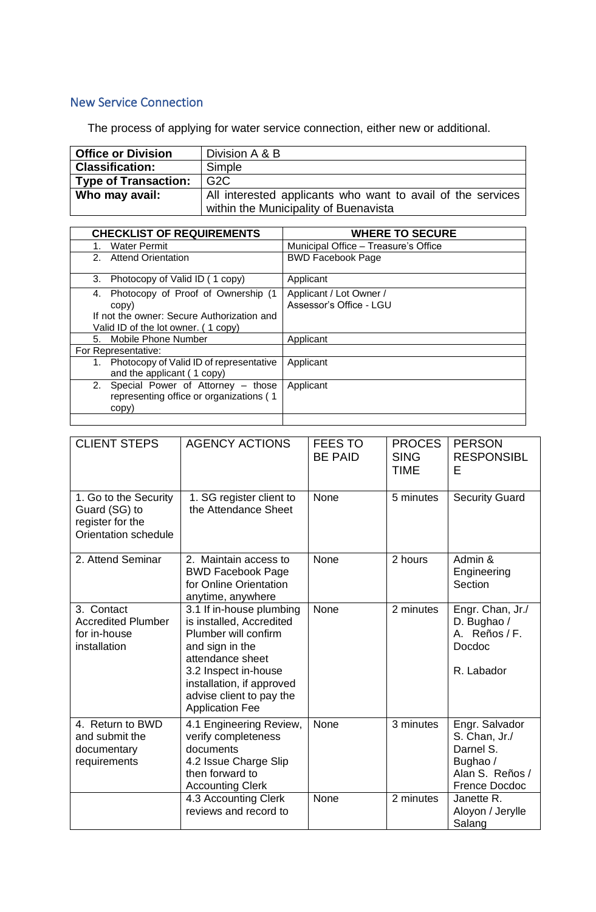## New Service Connection

The process of applying for water service connection, either new or additional.

| **Office or Division** | Division A & B |
|---|---|
| **Classification:** | Simple |
| **Type of Transaction:** | G2C |
| **Who may avail:** | All interested applicants who want to avail of the services within the Municipality of Buenavista |

| **CHECKLIST OF REQUIREMENTS** | **WHERE TO SECURE** |
|---|---|
| 1. Water Permit | Municipal Office – Treasure's Office |
| 2. Attend Orientation | BWD Facebook Page |
| 3. Photocopy of Valid ID ( 1 copy) | Applicant |
| 4. Photocopy of Proof of Ownership (1 copy) If not the owner: Secure Authorization and Valid ID of the lot owner. ( 1 copy) | Applicant / Lot Owner / Assessor's Office - LGU |
| 5. Mobile Phone Number | Applicant |
| For Representative: | |
| 1. Photocopy of Valid ID of representative and the applicant ( 1 copy) | Applicant |
| 2. Special Power of Attorney – those representing office or organizations ( 1 copy) | Applicant |
| | |

| CLIENT STEPS | AGENCY ACTIONS | FEES TO BE PAID | PROCESSING TIME | PERSON RESPONSIBLE |
|---|---|---|---|---|
| 1. Go to the Security Guard (SG) to register for the Orientation schedule | 1. SG register client to the Attendance Sheet | None | 5 minutes | Security Guard |
| 2. Attend Seminar | 2. Maintain access to BWD Facebook Page for Online Orientation anytime, anywhere | None | 2 hours | Admin & Engineering Section |
| 3. Contact Accredited Plumber for in-house installation | 3.1 If in-house plumbing is installed, Accredited Plumber will confirm and sign in the attendance sheet 3.2 Inspect in-house installation, if approved advise client to pay the Application Fee | None | 2 minutes | Engr. Chan, Jr./ D. Bughao / A. Reños / F. Docdoc R. Labador |
| 4. Return to BWD and submit the documentary requirements | 4.1 Engineering Review, verify completeness documents 4.2 Issue Charge Slip then forward to Accounting Clerk | None | 3 minutes | Engr. Salvador S. Chan, Jr./ Darnel S. Bughao / Alan S. Reños / Frence Docdoc |
| | 4.3 Accounting Clerk reviews and record to | None | 2 minutes | Janette R. Aloyon / Jerylle Salang |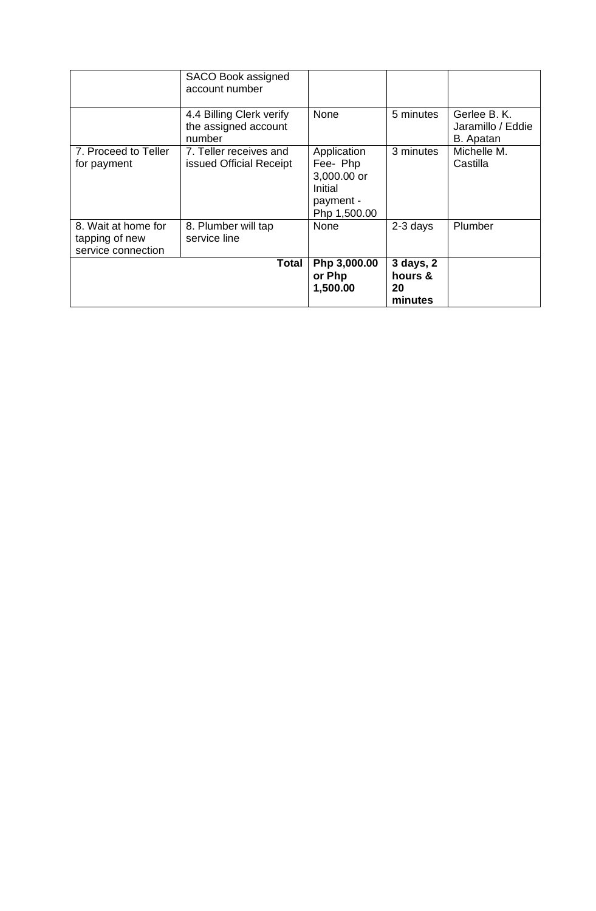| | | | | |
|---|---|---|---|---|
| | SACO Book assigned account number | | | |
| | 4.4 Billing Clerk verify the assigned account number | None | 5 minutes | Gerlee B. K. Jaramillo / Eddie B. Apatan |
| 7. Proceed to Teller for payment | 7. Teller receives and issued Official Receipt | Application Fee- Php 3,000.00 or Initial payment - Php 1,500.00 | 3 minutes | Michelle M. Castilla |
| 8. Wait at home for tapping of new service connection | 8. Plumber will tap service line | None | 2-3 days | Plumber |
| | **Total** | **Php 3,000.00 or Php 1,500.00** | **3 days, 2 hours & 20 minutes** | |